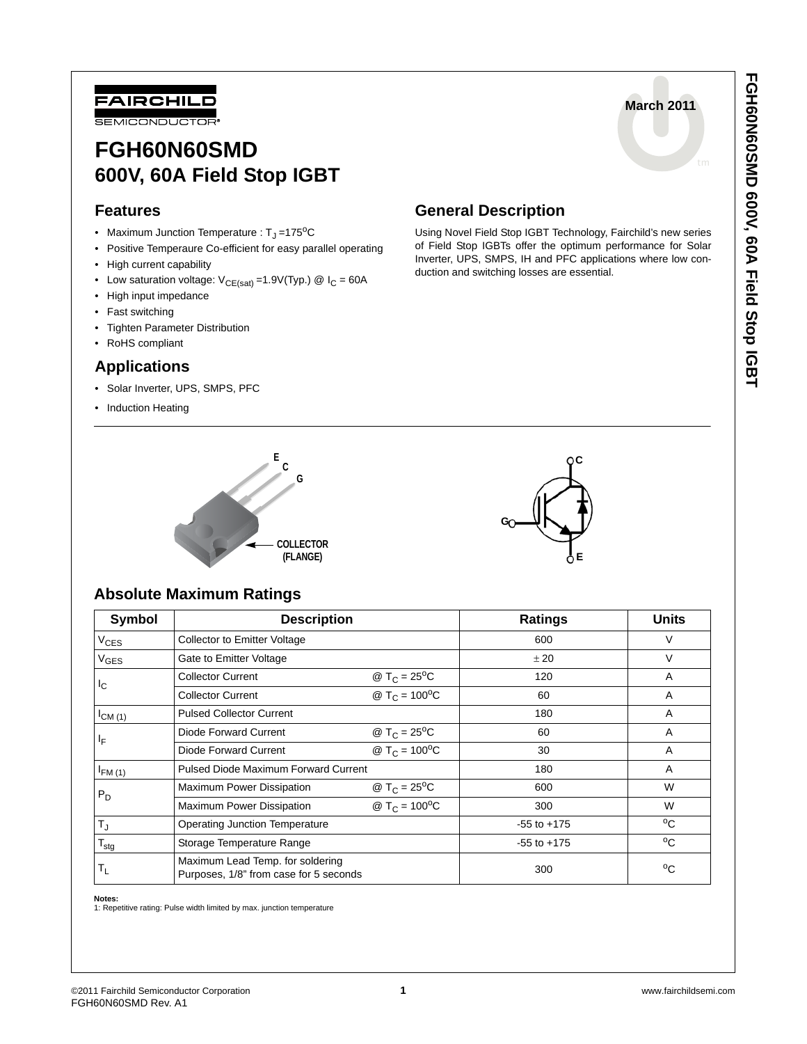FAIRCHILD SEMICONDUCTOR®

March 2011

# FGH60N60SMD
## 600V, 60A Field Stop IGBT

## Features

- Maximum Junction Temperature : $T_J$ =175°C
- Positive Temperaure Co-efficient for easy parallel operating
- High current capability
- Low saturation voltage: $V_{CE(sat)}$ =1.9V(Typ.) @ $I_C$ = 60A
- High input impedance
- Fast switching
- Tighten Parameter Distribution
- RoHS compliant

## Applications

- Solar Inverter, UPS, SMPS, PFC
- Induction Heating

## General Description

Using Novel Field Stop IGBT Technology, Fairchild's new series of Field Stop IGBTs offer the optimum performance for Solar Inverter, UPS, SMPS, IH and PFC applications where low conduction and switching losses are essential.

E C G

COLLECTOR (FLANGE)

C G E

## Absolute Maximum Ratings

| Symbol | Description | | Ratings | Units |
|---|---|---|---|---|
| $V_{CES}$ | Collector to Emitter Voltage | | 600 | V |
| $V_{GES}$ | Gate to Emitter Voltage | | ± 20 | V |
| $I_C$ | Collector Current | @ $T_C$ = 25°C | 120 | A |
| | Collector Current | @ $T_C$ = 100°C | 60 | A |
| $I_{CM\ (1)}$ | Pulsed Collector Current | | 180 | A |
| $I_F$ | Diode Forward Current | @ $T_C$ = 25°C | 60 | A |
| | Diode Forward Current | @ $T_C$ = 100°C | 30 | A |
| $I_{FM\ (1)}$ | Pulsed Diode Maximum Forward Current | | 180 | A |
| $P_D$ | Maximum Power Dissipation | @ $T_C$ = 25°C | 600 | W |
| | Maximum Power Dissipation | @ $T_C$ = 100°C | 300 | W |
| $T_J$ | Operating Junction Temperature | | -55 to +175 | °C |
| $T_{stg}$ | Storage Temperature Range | | -55 to +175 | °C |
| $T_L$ | Maximum Lead Temp. for soldering Purposes, 1/8" from case for 5 seconds | | 300 | °C |

**Notes:**
1: Repetitive rating: Pulse width limited by max. junction temperature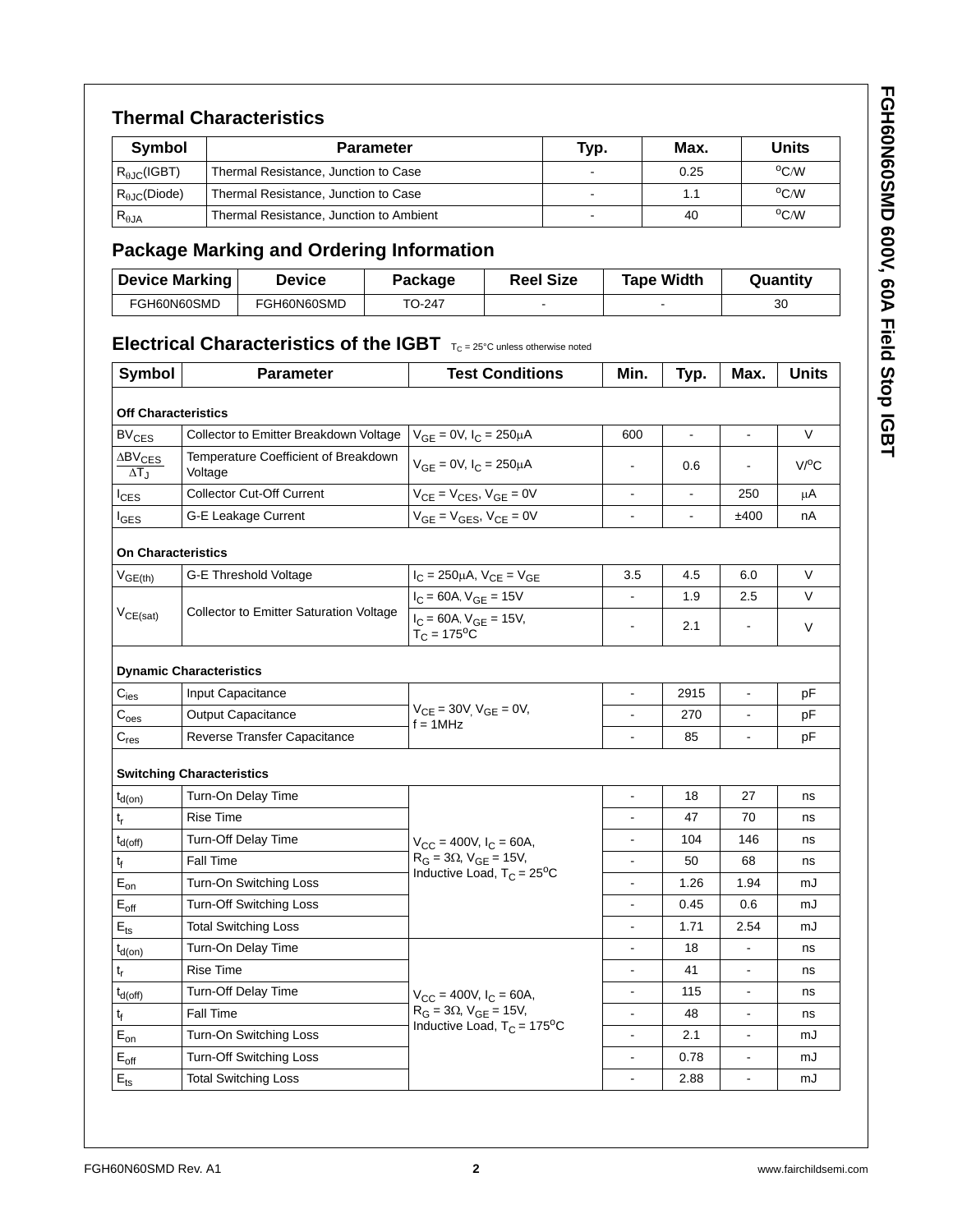## Thermal Characteristics

| Symbol | Parameter | Typ. | Max. | Units |
|---|---|---|---|---|
| $R_{\theta JC}$(IGBT) | Thermal Resistance, Junction to Case | - | 0.25 | $^oC/W$ |
| $R_{\theta JC}$(Diode) | Thermal Resistance, Junction to Case | - | 1.1 | $^oC/W$ |
| $R_{\theta JA}$ | Thermal Resistance, Junction to Ambient | - | 40 | $^oC/W$ |

## Package Marking and Ordering Information

| Device Marking | Device | Package | Reel Size | Tape Width | Quantity |
|---|---|---|---|---|---|
| FGH60N60SMD | FGH60N60SMD | TO-247 | - | - | 30 |

## Electrical Characteristics of the IGBT $T_C$ = 25°C unless otherwise noted

| Symbol | Parameter | Test Conditions | Min. | Typ. | Max. | Units |
|---|---|---|---|---|---|---|
| **Off Characteristics** | | | | | | |
| $BV_{CES}$ | Collector to Emitter Breakdown Voltage | $V_{GE}$ = 0V, $I_C$ = 250μA | 600 | - | - | V |
| $\frac{\Delta BV_{CES}}{\Delta T_J}$ | Temperature Coefficient of Breakdown Voltage | $V_{GE}$ = 0V, $I_C$ = 250μA | - | 0.6 | - | V/$^o$C |
| $I_{CES}$ | Collector Cut-Off Current | $V_{CE} = V_{CES}$, $V_{GE}$ = 0V | - | - | 250 | μA |
| $I_{GES}$ | G-E Leakage Current | $V_{GE} = V_{GES}$, $V_{CE}$ = 0V | - | - | ±400 | nA |
| **On Characteristics** | | | | | | |
| $V_{GE(th)}$ | G-E Threshold Voltage | $I_C$ = 250μA, $V_{CE} = V_{GE}$ | 3.5 | 4.5 | 6.0 | V |
| $V_{CE(sat)}$ | Collector to Emitter Saturation Voltage | $I_C$ = 60A, $V_{GE}$ = 15V | - | 1.9 | 2.5 | V |
| | | $I_C$ = 60A, $V_{GE}$ = 15V, $T_C$ = 175$^o$C | - | 2.1 | - | V |
| **Dynamic Characteristics** | | | | | | |
| $C_{ies}$ | Input Capacitance | $V_{CE}$ = 30V, $V_{GE}$ = 0V, f = 1MHz | - | 2915 | - | pF |
| $C_{oes}$ | Output Capacitance | | - | 270 | - | pF |
| $C_{res}$ | Reverse Transfer Capacitance | | - | 85 | - | pF |
| **Switching Characteristics** | | | | | | |
| $t_{d(on)}$ | Turn-On Delay Time | $V_{CC}$ = 400V, $I_C$ = 60A, $R_G$ = 3Ω, $V_{GE}$ = 15V, Inductive Load, $T_C$ = 25$^o$C | - | 18 | 27 | ns |
| $t_r$ | Rise Time | | - | 47 | 70 | ns |
| $t_{d(off)}$ | Turn-Off Delay Time | | - | 104 | 146 | ns |
| $t_f$ | Fall Time | | - | 50 | 68 | ns |
| $E_{on}$ | Turn-On Switching Loss | | - | 1.26 | 1.94 | mJ |
| $E_{off}$ | Turn-Off Switching Loss | | - | 0.45 | 0.6 | mJ |
| $E_{ts}$ | Total Switching Loss | | - | 1.71 | 2.54 | mJ |
| $t_{d(on)}$ | Turn-On Delay Time | $V_{CC}$ = 400V, $I_C$ = 60A, $R_G$ = 3Ω, $V_{GE}$ = 15V, Inductive Load, $T_C$ = 175$^o$C | - | 18 | - | ns |
| $t_r$ | Rise Time | | - | 41 | - | ns |
| $t_{d(off)}$ | Turn-Off Delay Time | | - | 115 | - | ns |
| $t_f$ | Fall Time | | - | 48 | - | ns |
| $E_{on}$ | Turn-On Switching Loss | | - | 2.1 | - | mJ |
| $E_{off}$ | Turn-Off Switching Loss | | - | 0.78 | - | mJ |
| $E_{ts}$ | Total Switching Loss | | - | 2.88 | - | mJ |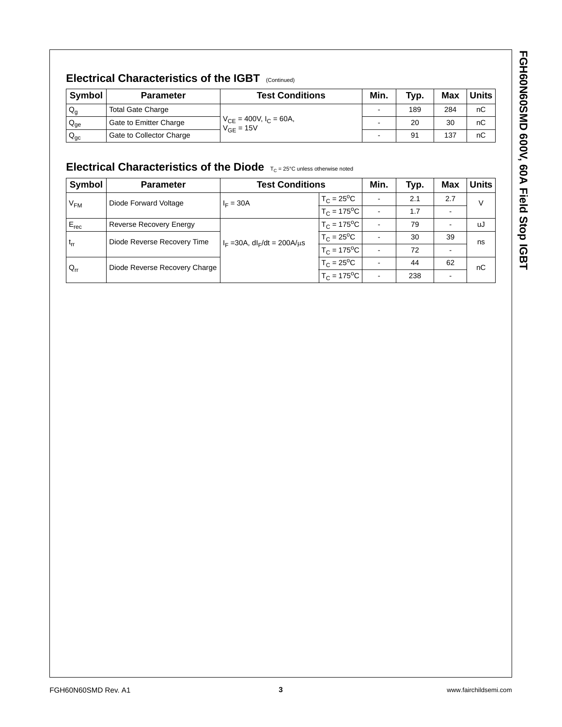## Electrical Characteristics of the IGBT (Continued)

| Symbol | Parameter | Test Conditions | Min. | Typ. | Max | Units |
|---|---|---|---|---|---|---|
| $Q_g$ | Total Gate Charge | $V_{CE}$ = 400V, $I_C$ = 60A, $V_{GE}$ = 15V | - | 189 | 284 | nC |
| $Q_{ge}$ | Gate to Emitter Charge | | - | 20 | 30 | nC |
| $Q_{gc}$ | Gate to Collector Charge | | - | 91 | 137 | nC |

## Electrical Characteristics of the Diode $T_C$ = 25°C unless otherwise noted

| Symbol | Parameter | Test Conditions | | Min. | Typ. | Max | Units |
|---|---|---|---|---|---|---|---|
| $V_{FM}$ | Diode Forward Voltage | $I_F$ = 30A | $T_C$ = 25°C | - | 2.1 | 2.7 | V |
| | | | $T_C$ = 175°C | - | 1.7 | - | |
| $E_{rec}$ | Reverse Recovery Energy | $I_F$ =30A, $dI_F/dt$ = 200A/μs | $T_C$ = 175°C | - | 79 | - | uJ |
| $t_{rr}$ | Diode Reverse Recovery Time | | $T_C$ = 25°C | - | 30 | 39 | ns |
| | | | $T_C$ = 175°C | - | 72 | - | |
| $Q_{rr}$ | Diode Reverse Recovery Charge | | $T_C$ = 25°C | - | 44 | 62 | nC |
| | | | $T_C$ = 175°C | - | 238 | - | |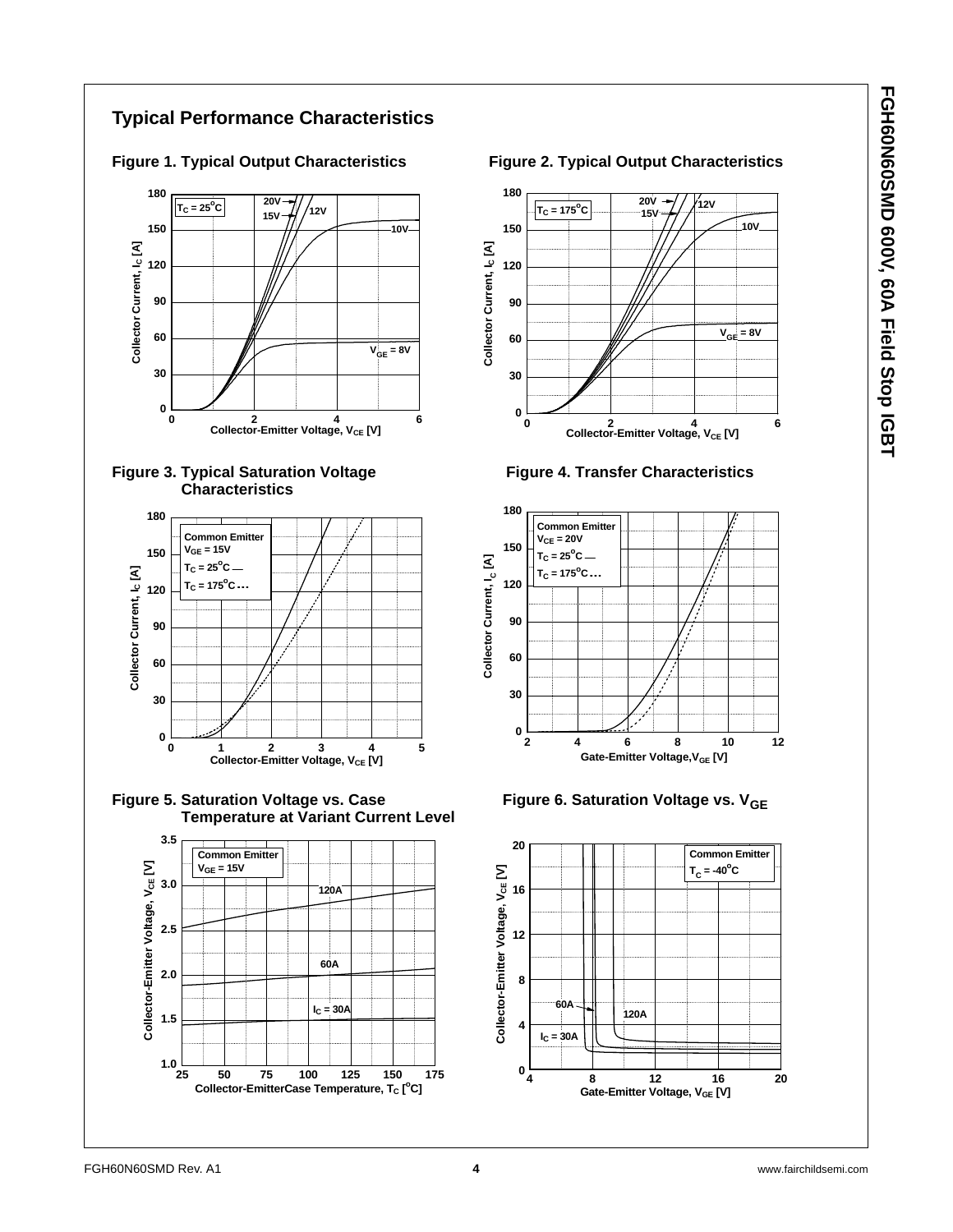## Typical Performance Characteristics

**Figure 1. Typical Output Characteristics**

**Figure 2. Typical Output Characteristics**

**Figure 3. Typical Saturation Voltage Characteristics**

**Figure 4. Transfer Characteristics**

**Figure 5. Saturation Voltage vs. Case Temperature at Variant Current Level**

**Figure 6. Saturation Voltage vs. $V_{GE}$**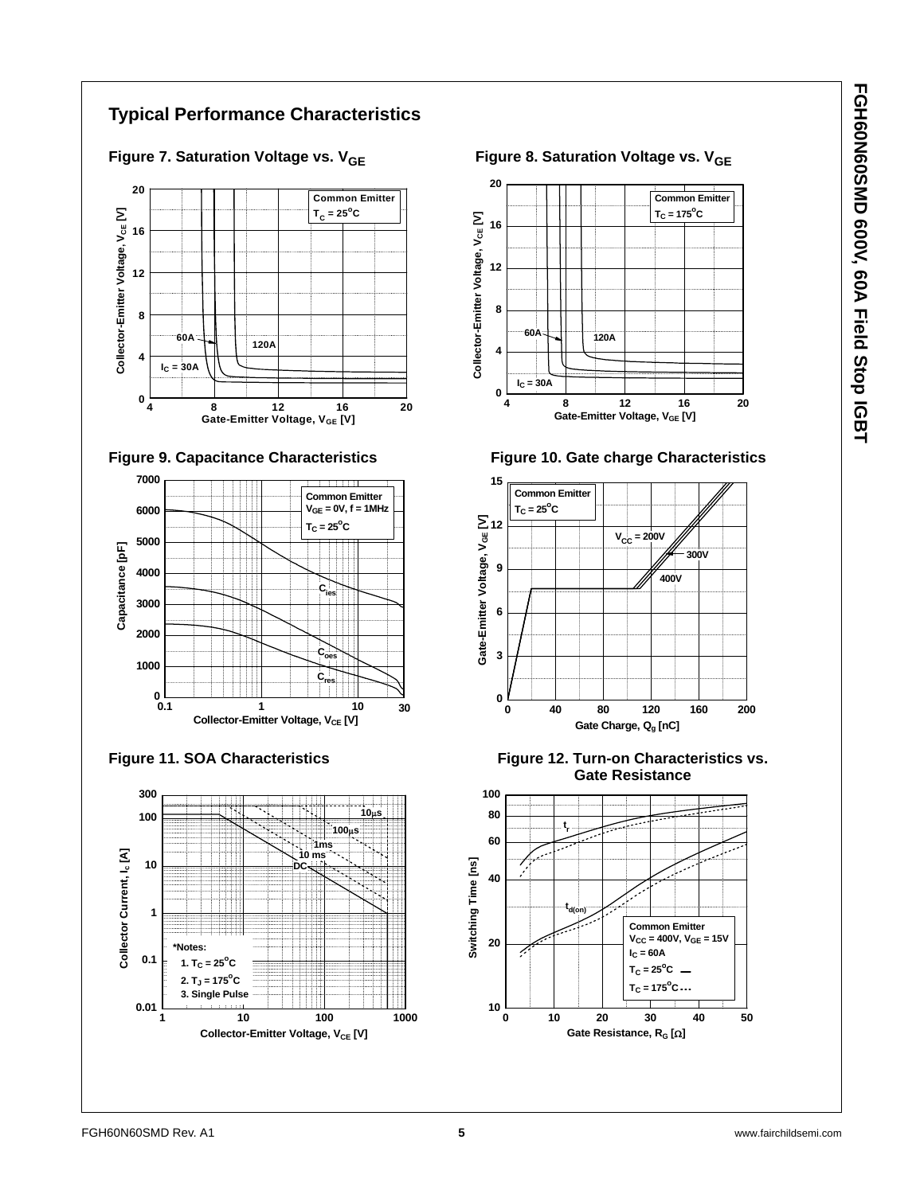## Typical Performance Characteristics

**Figure 7. Saturation Voltage vs. $V_{GE}$**

Common Emitter
$T_C = 25^oC$

60A
120A
$I_C = 30A$

Collector-Emitter Voltage, $V_{CE}$ [V]
Gate-Emitter Voltage, $V_{GE}$ [V]

**Figure 8. Saturation Voltage vs. $V_{GE}$**

Common Emitter
$T_C = 175^oC$

60A
120A
$I_C = 30A$

Collector-Emitter Voltage, $V_{CE}$ [V]
Gate-Emitter Voltage, $V_{GE}$ [V]

**Figure 9. Capacitance Characteristics**

Common Emitter
$V_{GE} = 0V$, f = 1MHz
$T_C = 25^oC$

$C_{ies}$
$C_{oes}$
$C_{res}$

Capacitance [pF]
Collector-Emitter Voltage, $V_{CE}$ [V]

**Figure 10. Gate charge Characteristics**

Common Emitter
$T_C = 25^oC$

$V_{CC} = 200V$
300V
400V

Gate-Emitter Voltage, $V_{GE}$ [V]
Gate Charge, $Q_g$ [nC]

**Figure 11. SOA Characteristics**

10μs
100μs
1ms
10 ms
DC

*Notes:
1. $T_C = 25^oC$
2. $T_J = 175^oC$
3. Single Pulse

Collector Current, $I_c$ [A]
Collector-Emitter Voltage, $V_{CE}$ [V]

**Figure 12. Turn-on Characteristics vs. Gate Resistance**

$t_r$
$t_{d(on)}$

Common Emitter
$V_{CC} = 400V$, $V_{GE} = 15V$
$I_C = 60A$
$T_C = 25^oC$ —
$T_C = 175^oC$ ···

Switching Time [ns]
Gate Resistance, $R_G$ [Ω]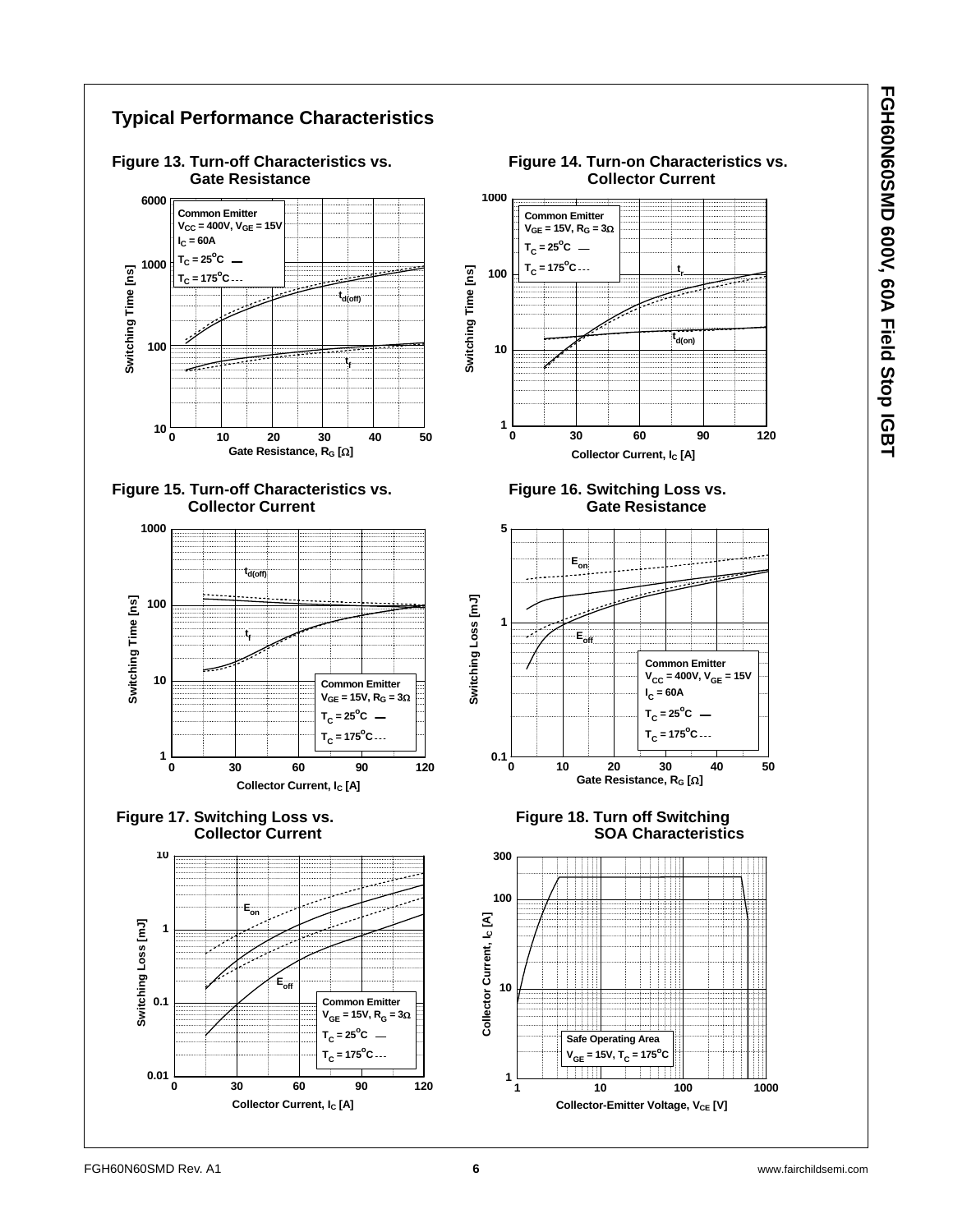## Typical Performance Characteristics

**Figure 13. Turn-off Characteristics vs. Gate Resistance**

Common Emitter
$V_{CC}$ = 400V, $V_{GE}$ = 15V
$I_C$ = 60A
$T_C$ = 25°C —
$T_C$ = 175°C - - -

$t_{d(off)}$
$t_f$

Switching Time [ns]
Gate Resistance, $R_G$ [Ω]

**Figure 14. Turn-on Characteristics vs. Collector Current**

Common Emitter
$V_{GE}$ = 15V, $R_G$ = 3Ω
$T_C$ = 25°C —
$T_C$ = 175°C - - -

$t_r$
$t_{d(on)}$

Switching Time [ns]
Collector Current, $I_C$ [A]

**Figure 15. Turn-off Characteristics vs. Collector Current**

$t_{d(off)}$
$t_f$

Common Emitter
$V_{GE}$ = 15V, $R_G$ = 3Ω
$T_C$ = 25°C —
$T_C$ = 175°C - - -

Switching Time [ns]
Collector Current, $I_C$ [A]

**Figure 16. Switching Loss vs. Gate Resistance**

$E_{on}$
$E_{off}$

Common Emitter
$V_{CC}$ = 400V, $V_{GE}$ = 15V
$I_C$ = 60A
$T_C$ = 25°C —
$T_C$ = 175°C - - -

Switching Loss [mJ]
Gate Resistance, $R_G$ [Ω]

**Figure 17. Switching Loss vs. Collector Current**

$E_{on}$
$E_{off}$

Common Emitter
$V_{GE}$ = 15V, $R_G$ = 3Ω
$T_C$ = 25°C —
$T_C$ = 175°C - - -

Switching Loss [mJ]
Collector Current, $I_C$ [A]

**Figure 18. Turn off Switching SOA Characteristics**

Safe Operating Area
$V_{GE}$ = 15V, $T_C$ = 175°C

Collector Current, $I_C$ [A]
Collector-Emitter Voltage, $V_{CE}$ [V]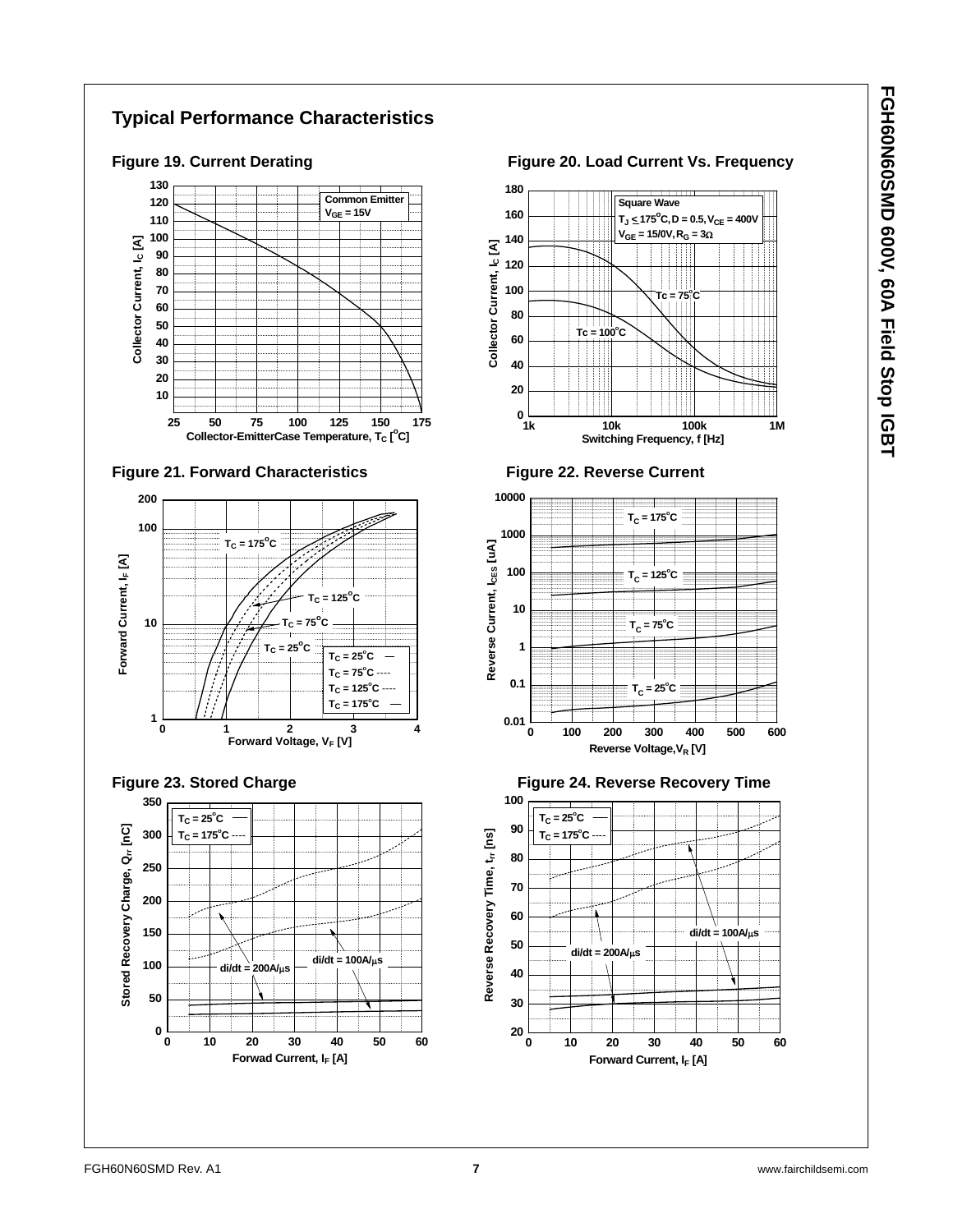## Typical Performance Characteristics

**Figure 19. Current Derating**

Common Emitter
$V_{GE}$ = 15V

Collector Current, $I_C$ [A]

Collector-EmitterCase Temperature, $T_C$ [°C]

**Figure 20. Load Current Vs. Frequency**

Square Wave
$T_J \leq 175^oC$, D = 0.5, $V_{CE}$ = 400V
$V_{GE}$ = 15/0V, $R_G$ = 3Ω

Tc = 75°C

Tc = 100°C

Collector Current, $I_C$ [A]

Switching Frequency, f [Hz]

**Figure 21. Forward Characteristics**

$T_C$ = 175°C

$T_C$ = 125°C

$T_C$ = 75°C

$T_C$ = 25°C

Forward Current, $I_F$ [A]

Forward Voltage, $V_F$ [V]

**Figure 22. Reverse Current**

$T_C$ = 175°C

$T_C$ = 125°C

$T_C$ = 75°C

$T_C$ = 25°C

Reverse Current, $I_{CES}$ [uA]

Reverse Voltage, $V_R$ [V]

**Figure 23. Stored Charge**

$T_C$ = 25°C
$T_C$ = 175°C

di/dt = 200A/μs

di/dt = 100A/μs

Stored Recovery Charge, $Q_{rr}$ [nC]

Forwad Current, $I_F$ [A]

**Figure 24. Reverse Recovery Time**

$T_C$ = 25°C
$T_C$ = 175°C

di/dt = 100A/μs

di/dt = 200A/μs

Reverse Recovery Time, $t_{rr}$ [ns]

Forward Current, $I_F$ [A]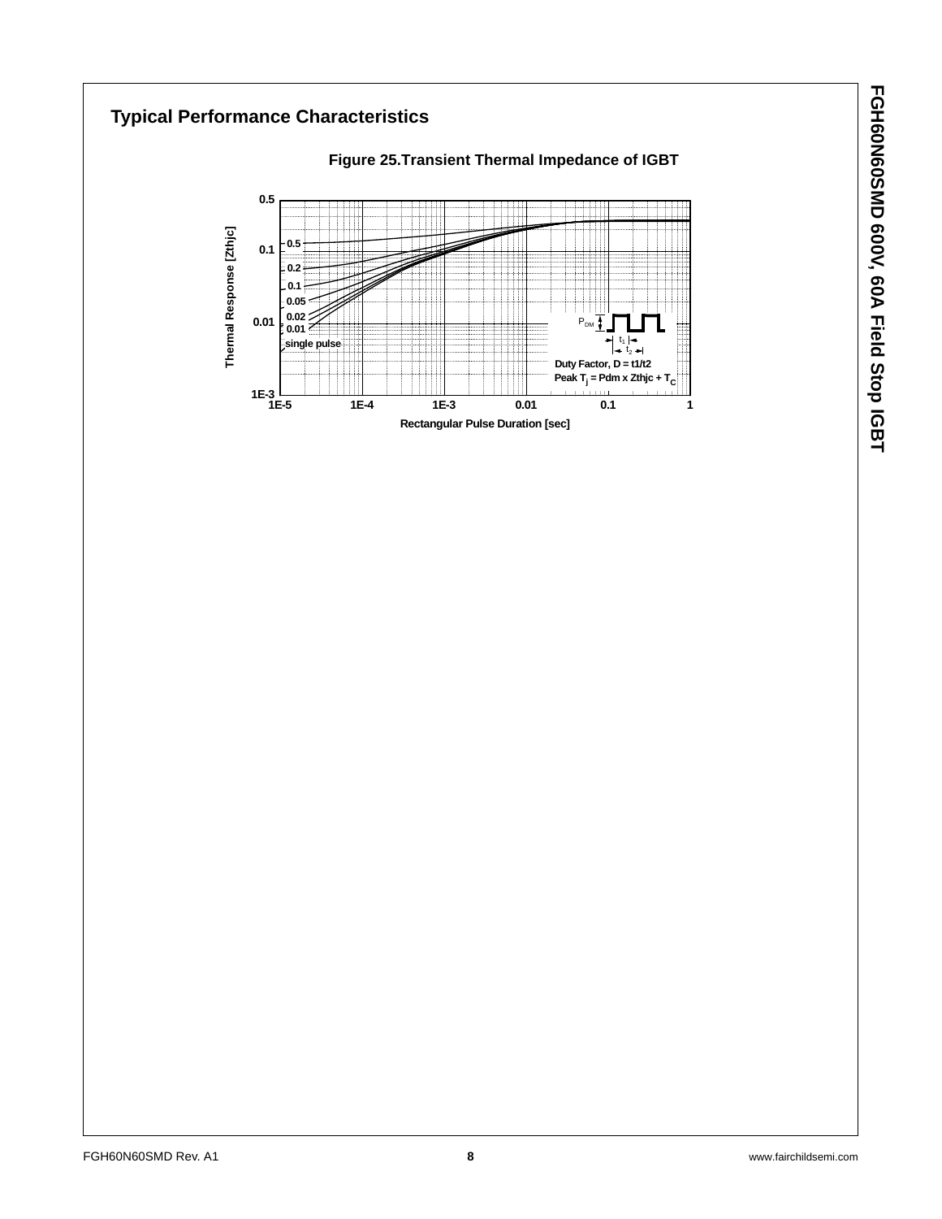## Typical Performance Characteristics

**Figure 25.Transient Thermal Impedance of IGBT**

Thermal Response [Zthjc]

0.5, 0.1, 0.01, 1E-3

0.5, 0.2, 0.1, 0.05, 0.02, 0.01, single pulse

$P_{DM}$, $t_1$, $t_2$

Duty Factor, D = t1/t2

Peak $T_j$ = Pdm x Zthjc + $T_C$

1E-5, 1E-4, 1E-3, 0.01, 0.1, 1

Rectangular Pulse Duration [sec]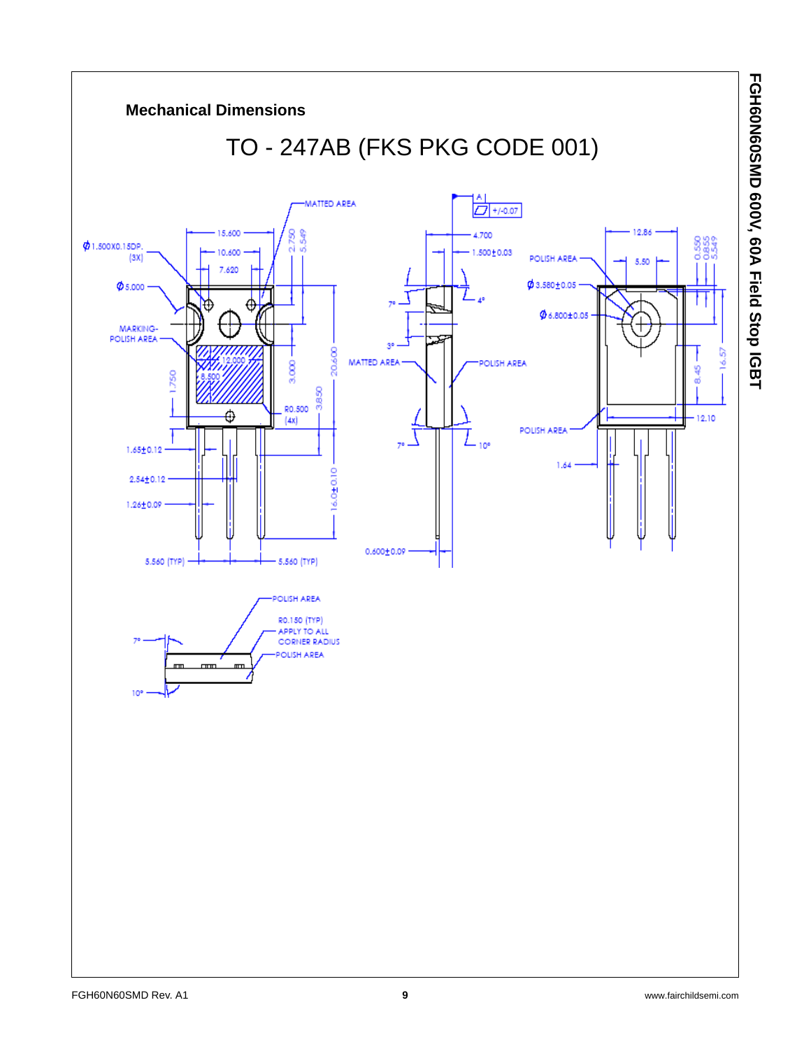## Mechanical Dimensions

# TO - 247AB (FKS PKG CODE 001)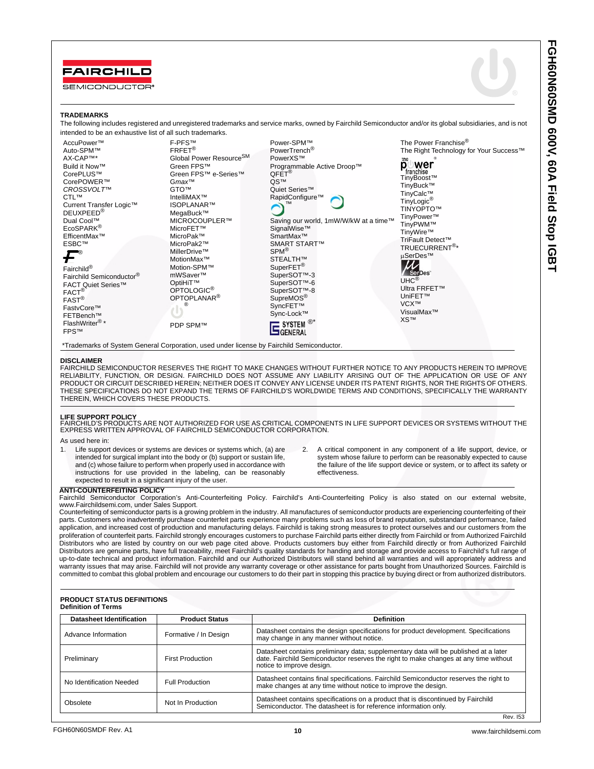## TRADEMARKS

The following includes registered and unregistered trademarks and service marks, owned by Fairchild Semiconductor and/or its global subsidiaries, and is not intended to be an exhaustive list of all such trademarks.

AccuPower™
Auto-SPM™
AX-CAP™*
Build it Now™
CorePLUS™
CorePOWER™
*CROSSVOLT*™
CTL™
Current Transfer Logic™
DEUXPEED®
Dual Cool™
EcoSPARK®
EfficentMax™
ESBC™
®
Fairchild®
Fairchild Semiconductor®
FACT Quiet Series™
FACT®
FAST®
FastvCore™
FETBench™
FlashWriter® *
FPS™
F-PFS™
FRFET®
Global Power Resource℠
Green FPS™
Green FPS™ e-Series™
*G*max™
GTO™
IntelliMAX™
ISOPLANAR™
MegaBuck™
MICROCOUPLER™
MicroFET™
MicroPak™
MicroPak2™
MillerDrive™
MotionMax™
Motion-SPM™
mWSaver™
OptiHiT™
OPTOLOGIC®
OPTOPLANAR®
®
PDP SPM™
Power-SPM™
PowerTrench®
PowerXS™
Programmable Active Droop™
QFET®
QS™
Quiet Series™
RapidConfigure™
™
Saving our world, 1mW/W/kW at a time™
SignalWise™
SmartMax™
SMART START™
SPM®
STEALTH™
SuperFET®
SuperSOT™-3
SuperSOT™-6
SuperSOT™-8
SupreMOS®
SyncFET™
Sync-Lock™
SYSTEM GENERAL®*
The Power Franchise®
The Right Technology for Your Success™
the power franchise®
TinyBoost™
TinyBuck™
TinyCalc™
TinyLogic®
TINYOPTO™
TinyPower™
TinyPWM™
TinyWire™
TriFault Detect™
TRUECURRENT®*
μSerDes™
μSerDes™
UHC®
Ultra FRFET™
UniFET™
VCX™
VisualMax™
XS™

*Trademarks of System General Corporation, used under license by Fairchild Semiconductor.

## DISCLAIMER

FAIRCHILD SEMICONDUCTOR RESERVES THE RIGHT TO MAKE CHANGES WITHOUT FURTHER NOTICE TO ANY PRODUCTS HEREIN TO IMPROVE RELIABILITY, FUNCTION, OR DESIGN. FAIRCHILD DOES NOT ASSUME ANY LIABILITY ARISING OUT OF THE APPLICATION OR USE OF ANY PRODUCT OR CIRCUIT DESCRIBED HEREIN; NEITHER DOES IT CONVEY ANY LICENSE UNDER ITS PATENT RIGHTS, NOR THE RIGHTS OF OTHERS. THESE SPECIFICATIONS DO NOT EXPAND THE TERMS OF FAIRCHILD'S WORLDWIDE TERMS AND CONDITIONS, SPECIFICALLY THE WARRANTY THEREIN, WHICH COVERS THESE PRODUCTS.

## LIFE SUPPORT POLICY

FAIRCHILD'S PRODUCTS ARE NOT AUTHORIZED FOR USE AS CRITICAL COMPONENTS IN LIFE SUPPORT DEVICES OR SYSTEMS WITHOUT THE EXPRESS WRITTEN APPROVAL OF FAIRCHILD SEMICONDUCTOR CORPORATION.

As used here in:

1. Life support devices or systems are devices or systems which, (a) are intended for surgical implant into the body or (b) support or sustain life, and (c) whose failure to perform when properly used in accordance with instructions for use provided in the labeling, can be reasonably expected to result in a significant injury of the user.
2. A critical component in any component of a life support, device, or system whose failure to perform can be reasonably expected to cause the failure of the life support device or system, or to affect its safety or effectiveness.

## ANTI-COUNTERFEITING POLICY

Fairchild Semiconductor Corporation's Anti-Counterfeiting Policy. Fairchild's Anti-Counterfeiting Policy is also stated on our external website, www.Fairchildsemi.com, under Sales Support.

Counterfeiting of semiconductor parts is a growing problem in the industry. All manufactures of semiconductor products are experiencing counterfeiting of their parts. Customers who inadvertently purchase counterfeit parts experience many problems such as loss of brand reputation, substandard performance, failed application, and increased cost of production and manufacturing delays. Fairchild is taking strong measures to protect ourselves and our customers from the proliferation of counterfeit parts. Fairchild strongly encourages customers to purchase Fairchild parts either directly from Fairchild or from Authorized Fairchild Distributors who are listed by country on our web page cited above. Products customers buy either from Fairchild directly or from Authorized Fairchild Distributors are genuine parts, have full traceability, meet Fairchild's quality standards for handing and storage and provide access to Fairchild's full range of up-to-date technical and product information. Fairchild and our Authorized Distributors will stand behind all warranties and will appropriately address and warranty issues that may arise. Fairchild will not provide any warranty coverage or other assistance for parts bought from Unauthorized Sources. Fairchild is committed to combat this global problem and encourage our customers to do their part in stopping this practice by buying direct or from authorized distributors.

## PRODUCT STATUS DEFINITIONS

**Definition of Terms**

| Datasheet Identification | Product Status | Definition |
|---|---|---|
| Advance Information | Formative / In Design | Datasheet contains the design specifications for product development. Specifications may change in any manner without notice. |
| Preliminary | First Production | Datasheet contains preliminary data; supplementary data will be published at a later date. Fairchild Semiconductor reserves the right to make changes at any time without notice to improve design. |
| No Identification Needed | Full Production | Datasheet contains final specifications. Fairchild Semiconductor reserves the right to make changes at any time without notice to improve the design. |
| Obsolete | Not In Production | Datasheet contains specifications on a product that is discontinued by Fairchild Semiconductor. The datasheet is for reference information only. |

Rev. I53